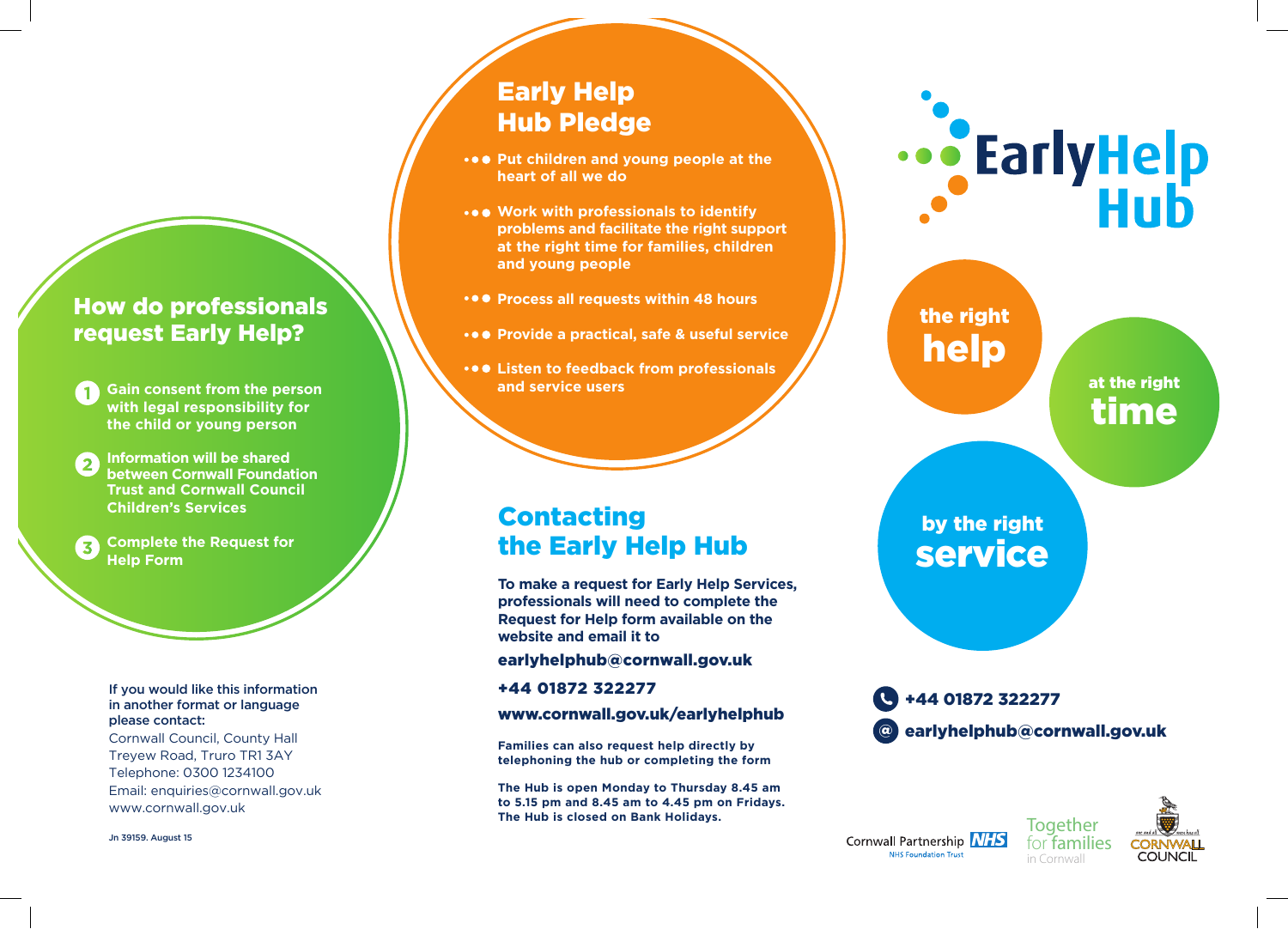## How do professionals request Early Help?

1. Gain consent from the person with legal responsibility for the child or young person
2. Information will be shared between Cornwall Foundation Trust and Cornwall Council Children's Services
3. Complete the Request for Help Form

If you would like this information in another format or language please contact:

Cornwall Council, County Hall
Treyew Road, Truro TR1 3AY
Telephone: 0300 1234100
Email: enquiries@cornwall.gov.uk
www.cornwall.gov.uk

Jn 39159. August 15

## Early Help Hub Pledge

- Put children and young people at the heart of all we do
- Work with professionals to identify problems and facilitate the right support at the right time for families, children and young people
- Process all requests within 48 hours
- Provide a practical, safe & useful service
- Listen to feedback from professionals and service users

## Contacting the Early Help Hub

**To make a request for Early Help Services, professionals will need to complete the Request for Help form available on the website and email it to**

**earlyhelphub@cornwall.gov.uk**

**+44 01872 322277**

**www.cornwall.gov.uk/earlyhelphub**

**Families can also request help directly by telephoning the hub or completing the form**

**The Hub is open Monday to Thursday 8.45 am to 5.15 pm and 8.45 am to 4.45 pm on Fridays. The Hub is closed on Bank Holidays.**

# Early Help Hub

**the right help**

**at the right time**

**by the right service**

+44 01872 322277

earlyhelphub@cornwall.gov.uk

Cornwall Partnership NHS Foundation Trust

Together for families in Cornwall

Cornwall Council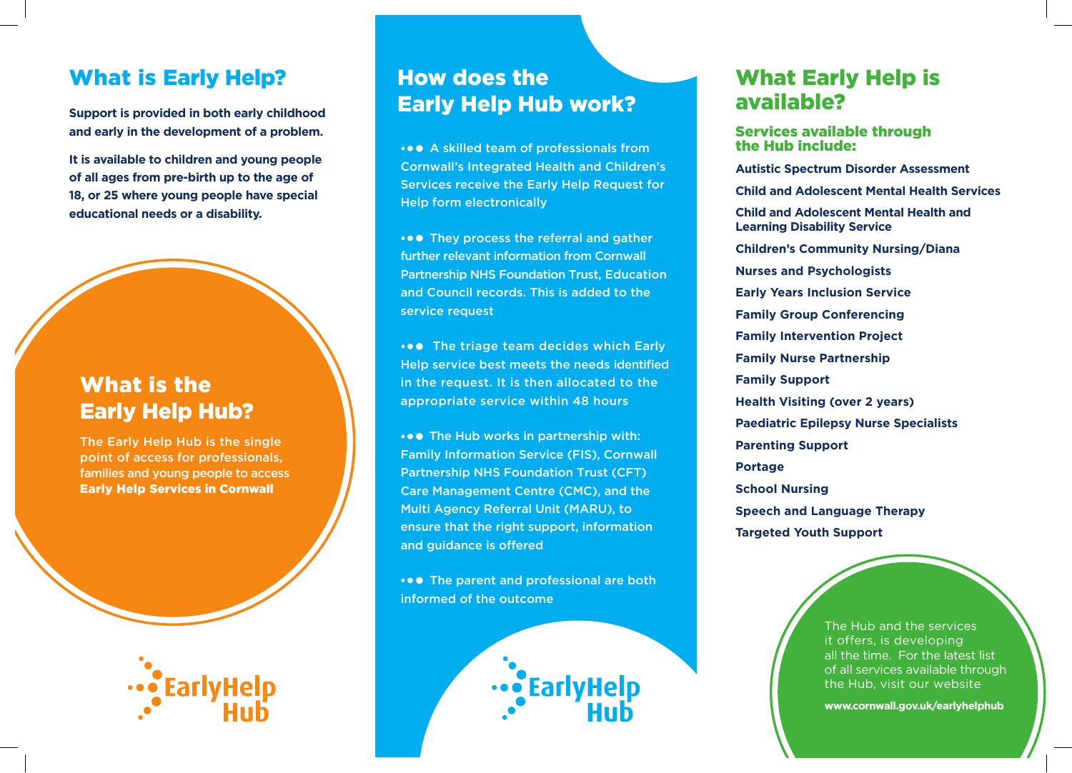## What is Early Help?

**Support is provided in both early childhood and early in the development of a problem.**

**It is available to children and young people of all ages from pre-birth up to the age of 18, or 25 where young people have special educational needs or a disability.**

## What is the Early Help Hub?

The Early Help Hub is the single point of access for professionals, families and young people to access **Early Help Services in Cornwall**

EarlyHelp Hub

## How does the Early Help Hub work?

- A skilled team of professionals from Cornwall's Integrated Health and Children's Services receive the Early Help Request for Help form electronically
- They process the referral and gather further relevant information from Cornwall Partnership NHS Foundation Trust, Education and Council records. This is added to the service request
- The triage team decides which Early Help service best meets the needs identified in the request. It is then allocated to the appropriate service within 48 hours
- The Hub works in partnership with: Family Information Service (FIS), Cornwall Partnership NHS Foundation Trust (CFT) Care Management Centre (CMC), and the Multi Agency Referral Unit (MARU), to ensure that the right support, information and guidance is offered
- The parent and professional are both informed of the outcome

EarlyHelp Hub

## What Early Help is available?

### Services available through the Hub include:

**Autistic Spectrum Disorder Assessment**

**Child and Adolescent Mental Health Services**

**Child and Adolescent Mental Health and Learning Disability Service**

**Children's Community Nursing/Diana**

**Nurses and Psychologists**

**Early Years Inclusion Service**

**Family Group Conferencing**

**Family Intervention Project**

**Family Nurse Partnership**

**Family Support**

**Health Visiting (over 2 years)**

**Paediatric Epilepsy Nurse Specialists**

**Parenting Support**

**Portage**

**School Nursing**

**Speech and Language Therapy**

**Targeted Youth Support**

The Hub and the services it offers, is developing all the time. For the latest list of all services available through the Hub, visit our website

**www.cornwall.gov.uk/earlyhelphub**